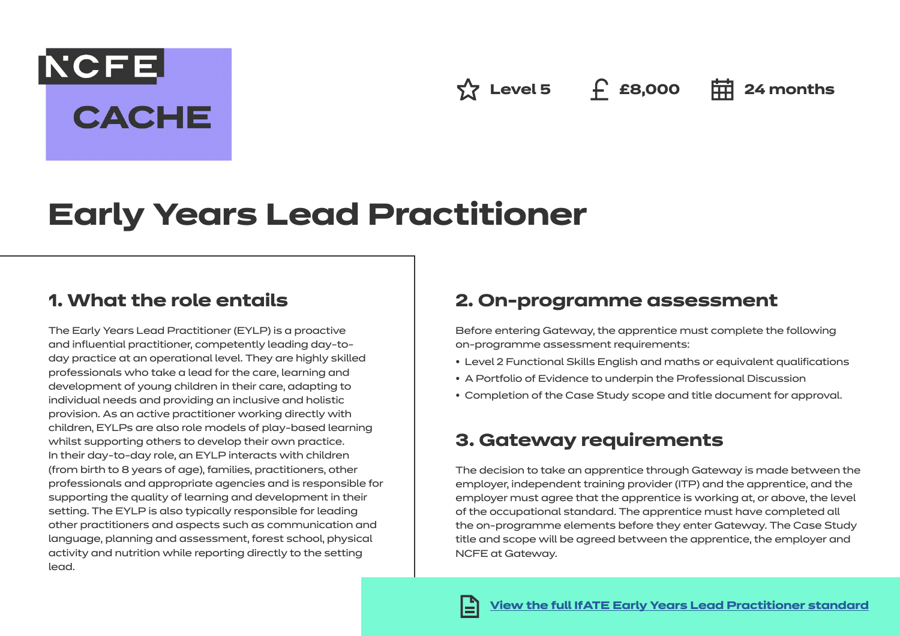NCFE CACHE

Level 5 | £8,000 | 24 months

# Early Years Lead Practitioner

## 1. What the role entails

The Early Years Lead Practitioner (EYLP) is a proactive and influential practitioner, competently leading day-to-day practice at an operational level. They are highly skilled professionals who take a lead for the care, learning and development of young children in their care, adapting to individual needs and providing an inclusive and holistic provision. As an active practitioner working directly with children, EYLPs are also role models of play-based learning whilst supporting others to develop their own practice.
In their day-to-day role, an EYLP interacts with children (from birth to 8 years of age), families, practitioners, other professionals and appropriate agencies and is responsible for supporting the quality of learning and development in their setting. The EYLP is also typically responsible for leading other practitioners and aspects such as communication and language, planning and assessment, forest school, physical activity and nutrition while reporting directly to the setting lead.

## 2. On-programme assessment

Before entering Gateway, the apprentice must complete the following on-programme assessment requirements:

- Level 2 Functional Skills English and maths or equivalent qualifications
- A Portfolio of Evidence to underpin the Professional Discussion
- Completion of the Case Study scope and title document for approval.

## 3. Gateway requirements

The decision to take an apprentice through Gateway is made between the employer, independent training provider (ITP) and the apprentice, and the employer must agree that the apprentice is working at, or above, the level of the occupational standard. The apprentice must have completed all the on-programme elements before they enter Gateway. The Case Study title and scope will be agreed between the apprentice, the employer and NCFE at Gateway.

[View the full IfATE Early Years Lead Practitioner standard]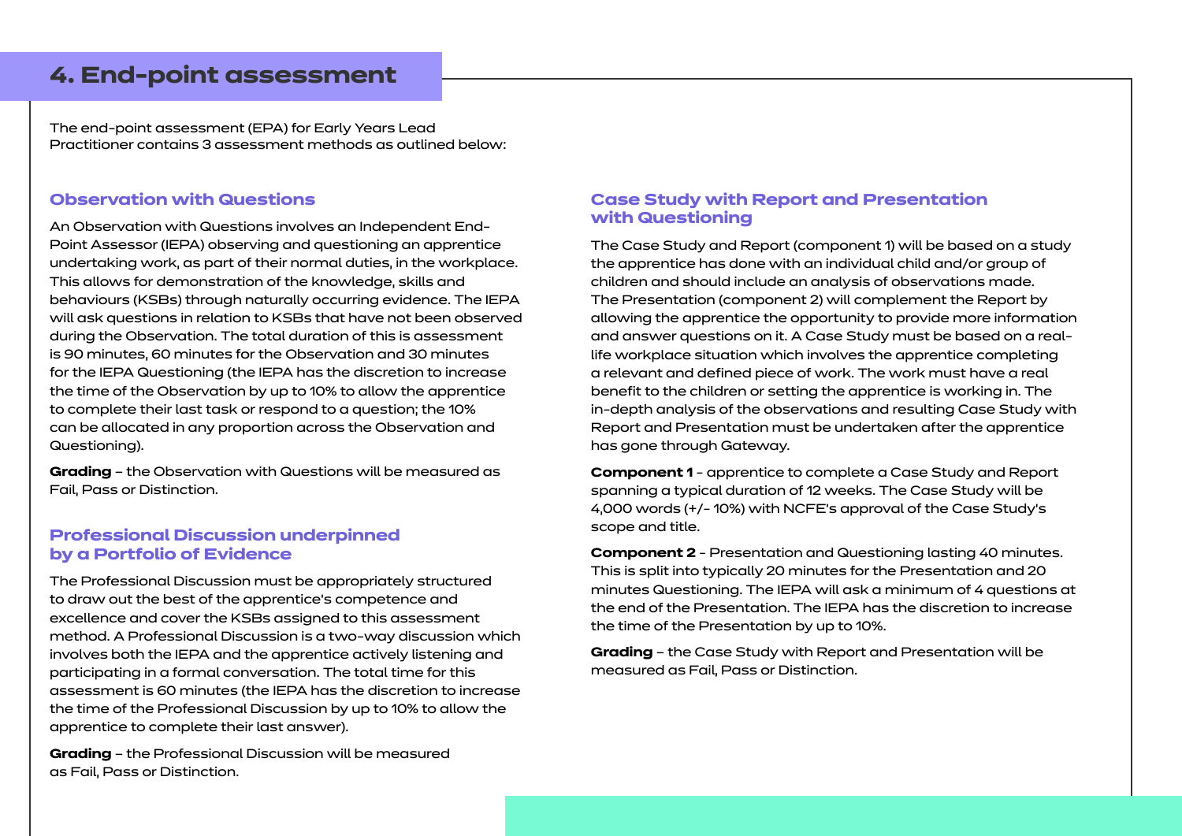# 4. End-point assessment

The end-point assessment (EPA) for Early Years Lead Practitioner contains 3 assessment methods as outlined below:

## Observation with Questions

An Observation with Questions involves an Independent End-Point Assessor (IEPA) observing and questioning an apprentice undertaking work, as part of their normal duties, in the workplace. This allows for demonstration of the knowledge, skills and behaviours (KSBs) through naturally occurring evidence. The IEPA will ask questions in relation to KSBs that have not been observed during the Observation. The total duration of this is assessment is 90 minutes, 60 minutes for the Observation and 30 minutes for the IEPA Questioning (the IEPA has the discretion to increase the time of the Observation by up to 10% to allow the apprentice to complete their last task or respond to a question; the 10% can be allocated in any proportion across the Observation and Questioning).

**Grading** – the Observation with Questions will be measured as Fail, Pass or Distinction.

## Professional Discussion underpinned by a Portfolio of Evidence

The Professional Discussion must be appropriately structured to draw out the best of the apprentice's competence and excellence and cover the KSBs assigned to this assessment method. A Professional Discussion is a two-way discussion which involves both the IEPA and the apprentice actively listening and participating in a formal conversation. The total time for this assessment is 60 minutes (the IEPA has the discretion to increase the time of the Professional Discussion by up to 10% to allow the apprentice to complete their last answer).

**Grading** – the Professional Discussion will be measured as Fail, Pass or Distinction.

## Case Study with Report and Presentation with Questioning

The Case Study and Report (component 1) will be based on a study the apprentice has done with an individual child and/or group of children and should include an analysis of observations made. The Presentation (component 2) will complement the Report by allowing the apprentice the opportunity to provide more information and answer questions on it. A Case Study must be based on a real-life workplace situation which involves the apprentice completing a relevant and defined piece of work. The work must have a real benefit to the children or setting the apprentice is working in. The in-depth analysis of the observations and resulting Case Study with Report and Presentation must be undertaken after the apprentice has gone through Gateway.

**Component 1** - apprentice to complete a Case Study and Report spanning a typical duration of 12 weeks. The Case Study will be 4,000 words (+/- 10%) with NCFE's approval of the Case Study's scope and title.

**Component 2** - Presentation and Questioning lasting 40 minutes. This is split into typically 20 minutes for the Presentation and 20 minutes Questioning. The IEPA will ask a minimum of 4 questions at the end of the Presentation. The IEPA has the discretion to increase the time of the Presentation by up to 10%.

**Grading** – the Case Study with Report and Presentation will be measured as Fail, Pass or Distinction.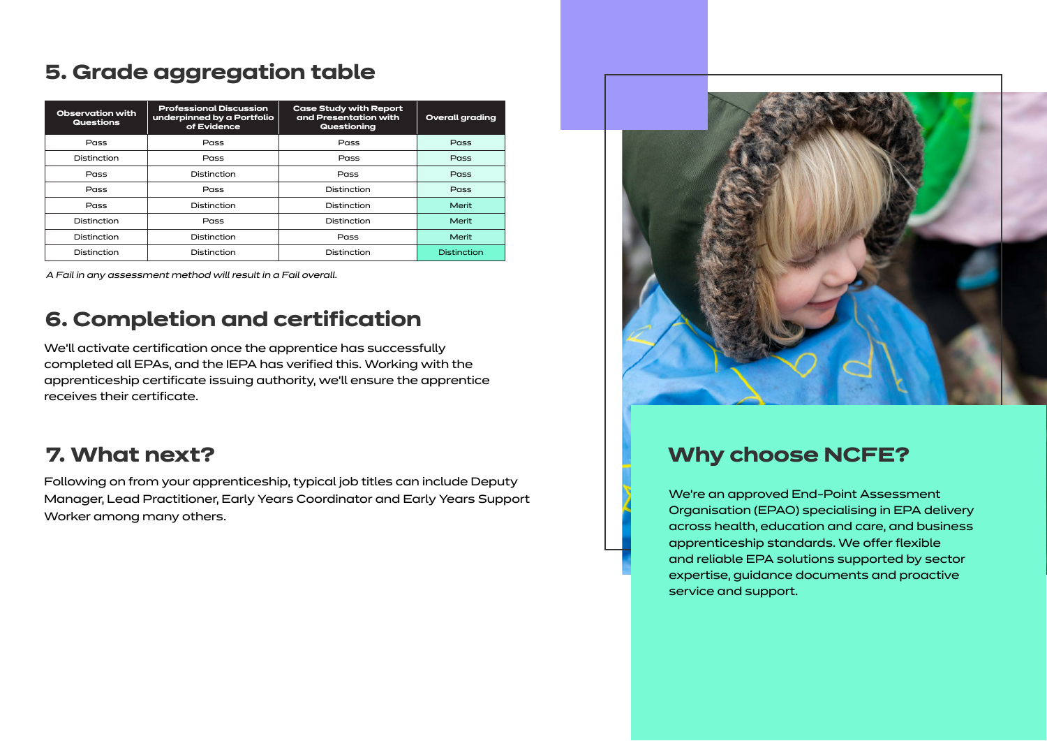## 5. Grade aggregation table

| Observation with Questions | Professional Discussion underpinned by a Portfolio of Evidence | Case Study with Report and Presentation with Questioning | Overall grading |
| --- | --- | --- | --- |
| Pass | Pass | Pass | Pass |
| Distinction | Pass | Pass | Pass |
| Pass | Distinction | Pass | Pass |
| Pass | Pass | Distinction | Pass |
| Pass | Distinction | Distinction | Merit |
| Distinction | Pass | Distinction | Merit |
| Distinction | Distinction | Pass | Merit |
| Distinction | Distinction | Distinction | Distinction |

*A Fail in any assessment method will result in a Fail overall.*

## 6. Completion and certification

We'll activate certification once the apprentice has successfully completed all EPAs, and the IEPA has verified this. Working with the apprenticeship certificate issuing authority, we'll ensure the apprentice receives their certificate.

## 7. What next?

Following on from your apprenticeship, typical job titles can include Deputy Manager, Lead Practitioner, Early Years Coordinator and Early Years Support Worker among many others.

## Why choose NCFE?

We're an approved End-Point Assessment Organisation (EPAO) specialising in EPA delivery across health, education and care, and business apprenticeship standards. We offer flexible and reliable EPA solutions supported by sector expertise, guidance documents and proactive service and support.